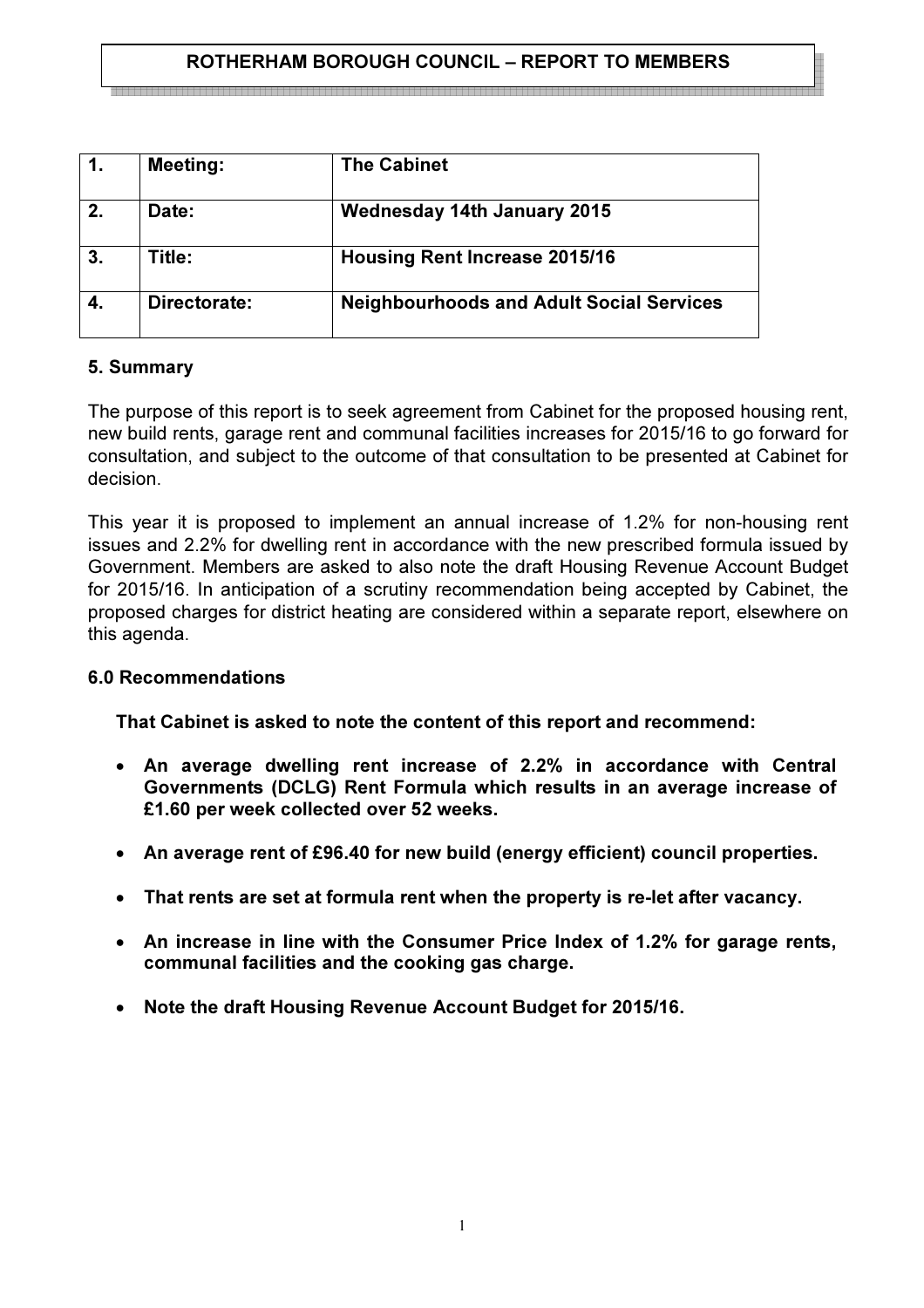**ROTHERHAM BOROUGH COUNCIL – REPORT TO MEMBERS**

| 1. | Meeting: | The Cabinet |
|---|---|---|
| 2. | Date: | Wednesday 14th January 2015 |
| 3. | Title: | Housing Rent Increase 2015/16 |
| 4. | Directorate: | Neighbourhoods and Adult Social Services |

## 5. Summary

The purpose of this report is to seek agreement from Cabinet for the proposed housing rent, new build rents, garage rent and communal facilities increases for 2015/16 to go forward for consultation, and subject to the outcome of that consultation to be presented at Cabinet for decision.

This year it is proposed to implement an annual increase of 1.2% for non-housing rent issues and 2.2% for dwelling rent in accordance with the new prescribed formula issued by Government. Members are asked to also note the draft Housing Revenue Account Budget for 2015/16. In anticipation of a scrutiny recommendation being accepted by Cabinet, the proposed charges for district heating are considered within a separate report, elsewhere on this agenda.

## 6.0 Recommendations

**That Cabinet is asked to note the content of this report and recommend:**

- **An average dwelling rent increase of 2.2% in accordance with Central Governments (DCLG) Rent Formula which results in an average increase of £1.60 per week collected over 52 weeks.**
- **An average rent of £96.40 for new build (energy efficient) council properties.**
- **That rents are set at formula rent when the property is re-let after vacancy.**
- **An increase in line with the Consumer Price Index of 1.2% for garage rents, communal facilities and the cooking gas charge.**
- **Note the draft Housing Revenue Account Budget for 2015/16.**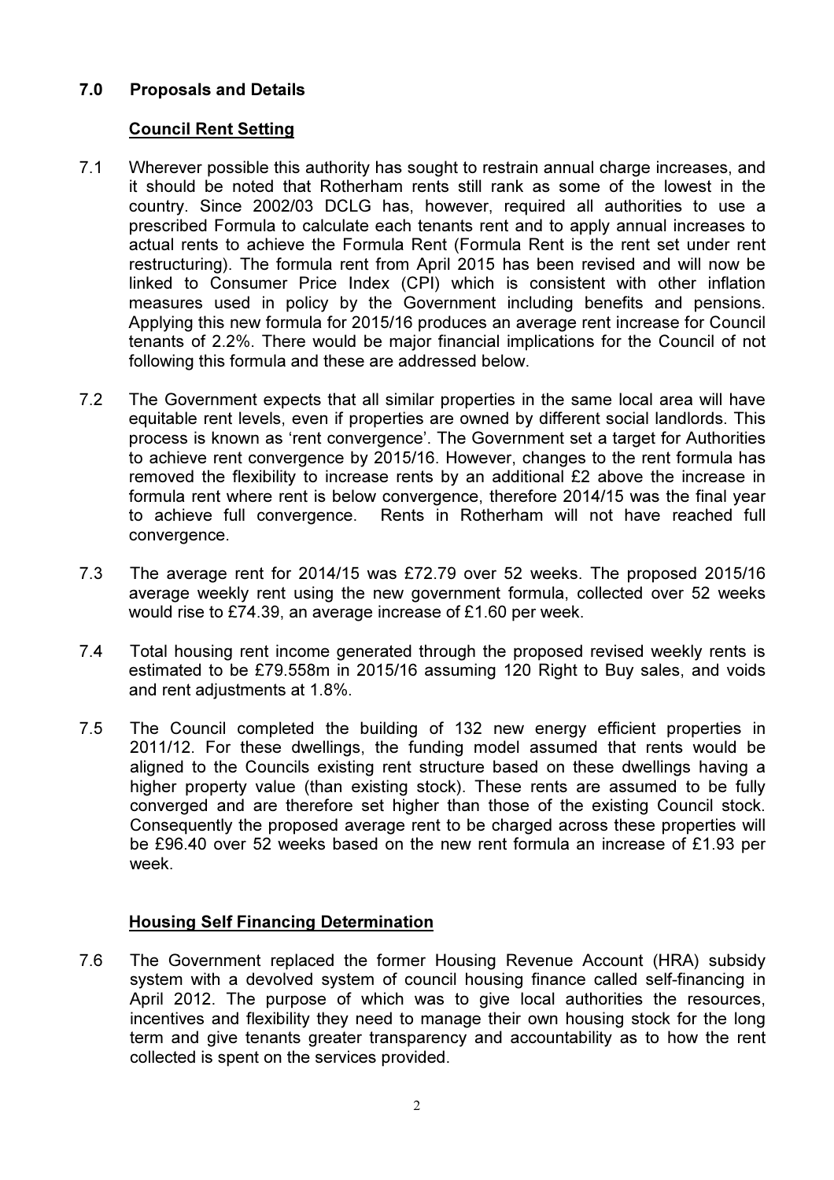## 7.0 Proposals and Details

### Council Rent Setting

7.1 Wherever possible this authority has sought to restrain annual charge increases, and it should be noted that Rotherham rents still rank as some of the lowest in the country. Since 2002/03 DCLG has, however, required all authorities to use a prescribed Formula to calculate each tenants rent and to apply annual increases to actual rents to achieve the Formula Rent (Formula Rent is the rent set under rent restructuring). The formula rent from April 2015 has been revised and will now be linked to Consumer Price Index (CPI) which is consistent with other inflation measures used in policy by the Government including benefits and pensions. Applying this new formula for 2015/16 produces an average rent increase for Council tenants of 2.2%. There would be major financial implications for the Council of not following this formula and these are addressed below.

7.2 The Government expects that all similar properties in the same local area will have equitable rent levels, even if properties are owned by different social landlords. This process is known as 'rent convergence'. The Government set a target for Authorities to achieve rent convergence by 2015/16. However, changes to the rent formula has removed the flexibility to increase rents by an additional £2 above the increase in formula rent where rent is below convergence, therefore 2014/15 was the final year to achieve full convergence. Rents in Rotherham will not have reached full convergence.

7.3 The average rent for 2014/15 was £72.79 over 52 weeks. The proposed 2015/16 average weekly rent using the new government formula, collected over 52 weeks would rise to £74.39, an average increase of £1.60 per week.

7.4 Total housing rent income generated through the proposed revised weekly rents is estimated to be £79.558m in 2015/16 assuming 120 Right to Buy sales, and voids and rent adjustments at 1.8%.

7.5 The Council completed the building of 132 new energy efficient properties in 2011/12. For these dwellings, the funding model assumed that rents would be aligned to the Councils existing rent structure based on these dwellings having a higher property value (than existing stock). These rents are assumed to be fully converged and are therefore set higher than those of the existing Council stock. Consequently the proposed average rent to be charged across these properties will be £96.40 over 52 weeks based on the new rent formula an increase of £1.93 per week.

### Housing Self Financing Determination

7.6 The Government replaced the former Housing Revenue Account (HRA) subsidy system with a devolved system of council housing finance called self-financing in April 2012. The purpose of which was to give local authorities the resources, incentives and flexibility they need to manage their own housing stock for the long term and give tenants greater transparency and accountability as to how the rent collected is spent on the services provided.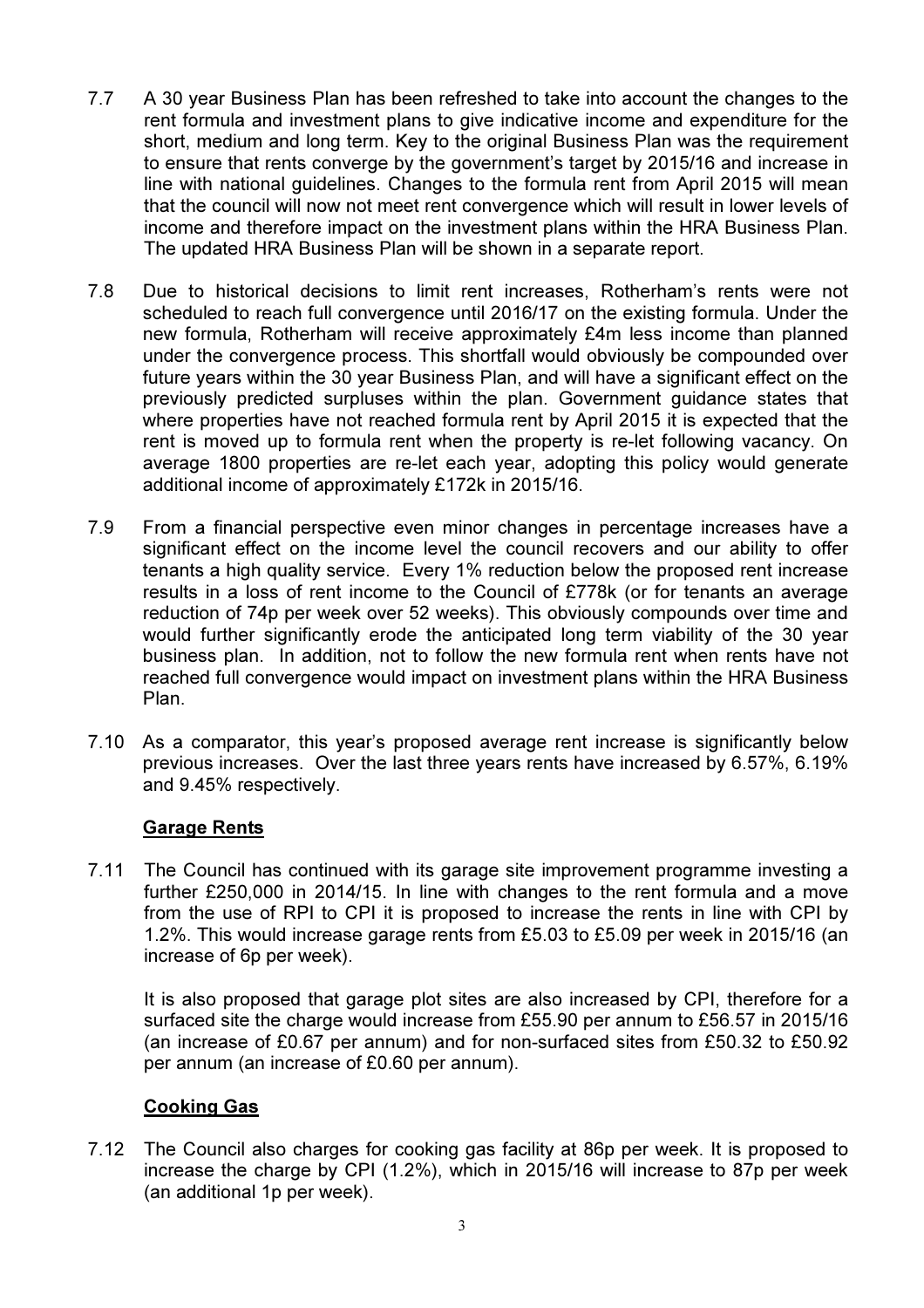7.7 A 30 year Business Plan has been refreshed to take into account the changes to the rent formula and investment plans to give indicative income and expenditure for the short, medium and long term. Key to the original Business Plan was the requirement to ensure that rents converge by the government's target by 2015/16 and increase in line with national guidelines. Changes to the formula rent from April 2015 will mean that the council will now not meet rent convergence which will result in lower levels of income and therefore impact on the investment plans within the HRA Business Plan. The updated HRA Business Plan will be shown in a separate report.

7.8 Due to historical decisions to limit rent increases, Rotherham's rents were not scheduled to reach full convergence until 2016/17 on the existing formula. Under the new formula, Rotherham will receive approximately £4m less income than planned under the convergence process. This shortfall would obviously be compounded over future years within the 30 year Business Plan, and will have a significant effect on the previously predicted surpluses within the plan. Government guidance states that where properties have not reached formula rent by April 2015 it is expected that the rent is moved up to formula rent when the property is re-let following vacancy. On average 1800 properties are re-let each year, adopting this policy would generate additional income of approximately £172k in 2015/16.

7.9 From a financial perspective even minor changes in percentage increases have a significant effect on the income level the council recovers and our ability to offer tenants a high quality service. Every 1% reduction below the proposed rent increase results in a loss of rent income to the Council of £778k (or for tenants an average reduction of 74p per week over 52 weeks). This obviously compounds over time and would further significantly erode the anticipated long term viability of the 30 year business plan. In addition, not to follow the new formula rent when rents have not reached full convergence would impact on investment plans within the HRA Business Plan.

7.10 As a comparator, this year's proposed average rent increase is significantly below previous increases. Over the last three years rents have increased by 6.57%, 6.19% and 9.45% respectively.

**Garage Rents**

7.11 The Council has continued with its garage site improvement programme investing a further £250,000 in 2014/15. In line with changes to the rent formula and a move from the use of RPI to CPI it is proposed to increase the rents in line with CPI by 1.2%. This would increase garage rents from £5.03 to £5.09 per week in 2015/16 (an increase of 6p per week).

It is also proposed that garage plot sites are also increased by CPI, therefore for a surfaced site the charge would increase from £55.90 per annum to £56.57 in 2015/16 (an increase of £0.67 per annum) and for non-surfaced sites from £50.32 to £50.92 per annum (an increase of £0.60 per annum).

**Cooking Gas**

7.12 The Council also charges for cooking gas facility at 86p per week. It is proposed to increase the charge by CPI (1.2%), which in 2015/16 will increase to 87p per week (an additional 1p per week).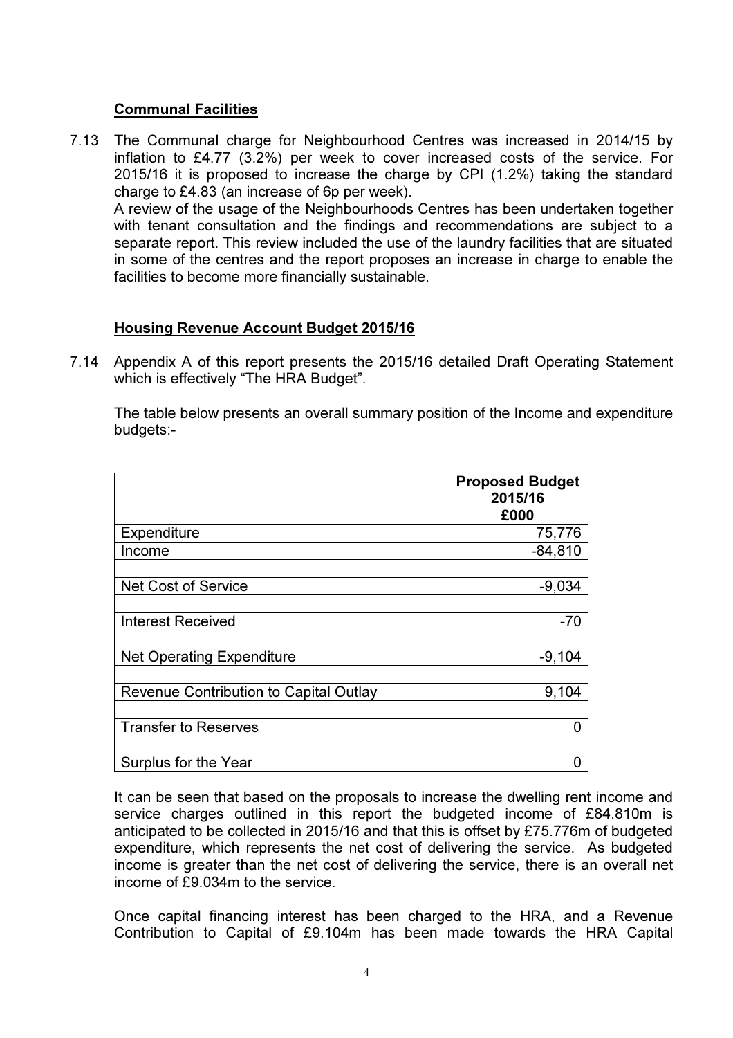### Communal Facilities

7.13 The Communal charge for Neighbourhood Centres was increased in 2014/15 by inflation to £4.77 (3.2%) per week to cover increased costs of the service. For 2015/16 it is proposed to increase the charge by CPI (1.2%) taking the standard charge to £4.83 (an increase of 6p per week).
A review of the usage of the Neighbourhoods Centres has been undertaken together with tenant consultation and the findings and recommendations are subject to a separate report. This review included the use of the laundry facilities that are situated in some of the centres and the report proposes an increase in charge to enable the facilities to become more financially sustainable.

### Housing Revenue Account Budget 2015/16

7.14 Appendix A of this report presents the 2015/16 detailed Draft Operating Statement which is effectively "The HRA Budget".

The table below presents an overall summary position of the Income and expenditure budgets:-

| | Proposed Budget 2015/16 £000 |
|---|---:|
| Expenditure | 75,776 |
| Income | -84,810 |
| | |
| Net Cost of Service | -9,034 |
| | |
| Interest Received | -70 |
| | |
| Net Operating Expenditure | -9,104 |
| | |
| Revenue Contribution to Capital Outlay | 9,104 |
| | |
| Transfer to Reserves | 0 |
| | |
| Surplus for the Year | 0 |

It can be seen that based on the proposals to increase the dwelling rent income and service charges outlined in this report the budgeted income of £84.810m is anticipated to be collected in 2015/16 and that this is offset by £75.776m of budgeted expenditure, which represents the net cost of delivering the service. As budgeted income is greater than the net cost of delivering the service, there is an overall net income of £9.034m to the service.

Once capital financing interest has been charged to the HRA, and a Revenue Contribution to Capital of £9.104m has been made towards the HRA Capital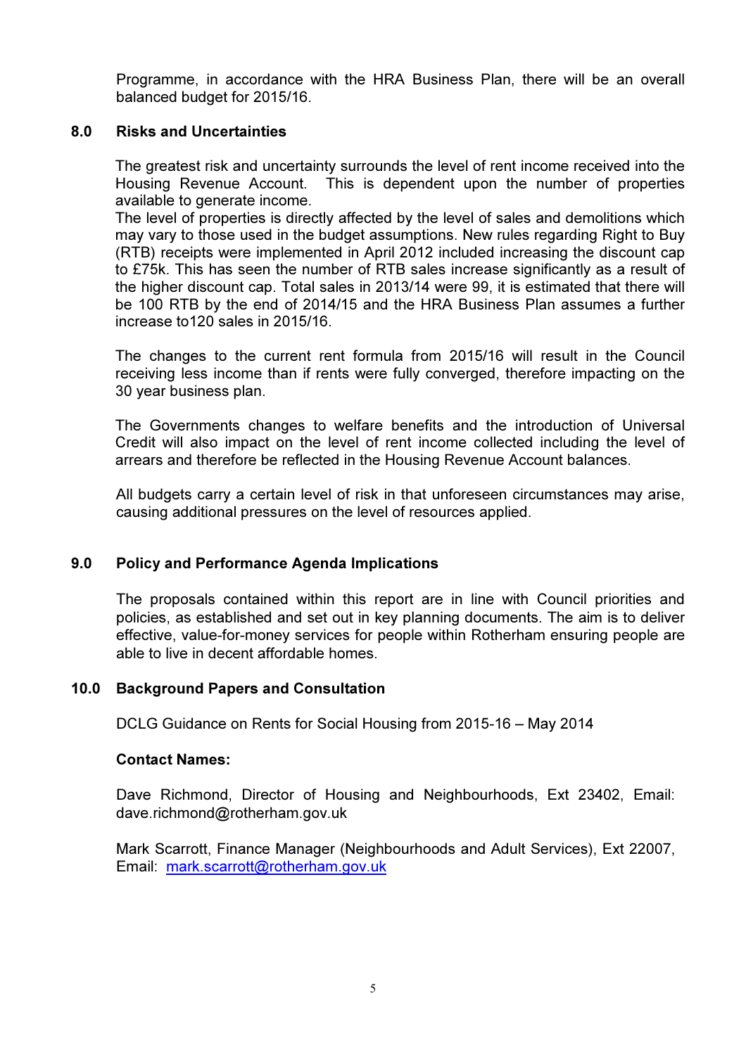Programme, in accordance with the HRA Business Plan, there will be an overall balanced budget for 2015/16.

## 8.0 Risks and Uncertainties

The greatest risk and uncertainty surrounds the level of rent income received into the Housing Revenue Account. This is dependent upon the number of properties available to generate income.
The level of properties is directly affected by the level of sales and demolitions which may vary to those used in the budget assumptions. New rules regarding Right to Buy (RTB) receipts were implemented in April 2012 included increasing the discount cap to £75k. This has seen the number of RTB sales increase significantly as a result of the higher discount cap. Total sales in 2013/14 were 99, it is estimated that there will be 100 RTB by the end of 2014/15 and the HRA Business Plan assumes a further increase to120 sales in 2015/16.

The changes to the current rent formula from 2015/16 will result in the Council receiving less income than if rents were fully converged, therefore impacting on the 30 year business plan.

The Governments changes to welfare benefits and the introduction of Universal Credit will also impact on the level of rent income collected including the level of arrears and therefore be reflected in the Housing Revenue Account balances.

All budgets carry a certain level of risk in that unforeseen circumstances may arise, causing additional pressures on the level of resources applied.

## 9.0 Policy and Performance Agenda Implications

The proposals contained within this report are in line with Council priorities and policies, as established and set out in key planning documents. The aim is to deliver effective, value-for-money services for people within Rotherham ensuring people are able to live in decent affordable homes.

## 10.0 Background Papers and Consultation

DCLG Guidance on Rents for Social Housing from 2015-16 – May 2014

**Contact Names:**

Dave Richmond, Director of Housing and Neighbourhoods, Ext 23402, Email: dave.richmond@rotherham.gov.uk

Mark Scarrott, Finance Manager (Neighbourhoods and Adult Services), Ext 22007, Email: mark.scarrott@rotherham.gov.uk